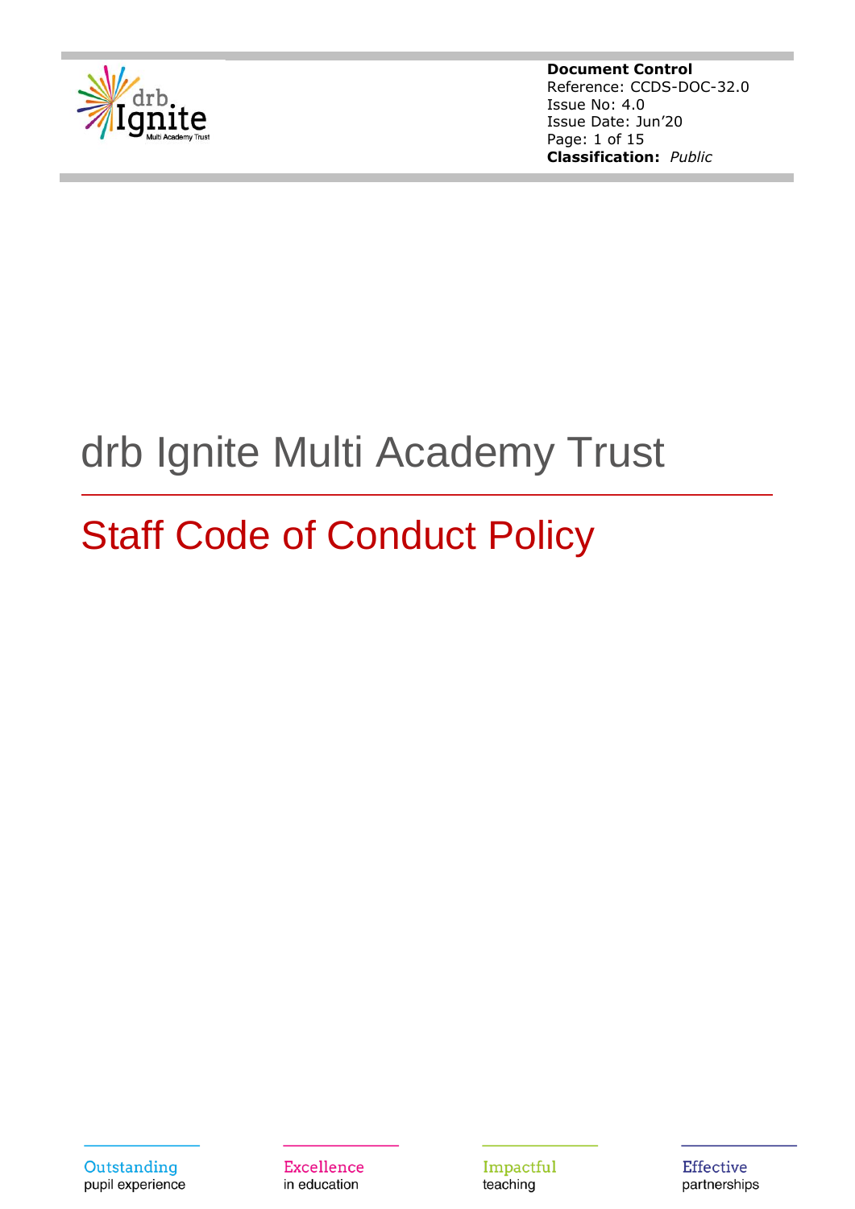**Document Control**
Reference: CCDS-DOC-32.0
Issue No: 4.0
Issue Date: Jun'20
**Classification:** *Public*

# drb Ignite Multi Academy Trust

## Staff Code of Conduct Policy

Outstanding pupil experience

Excellence in education

Impactful teaching

Effective partnerships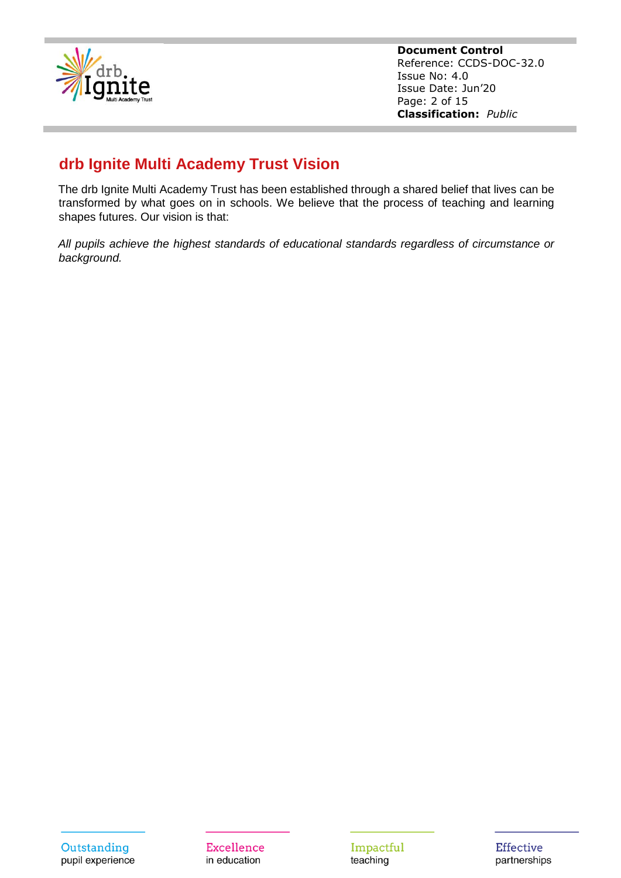## drb Ignite Multi Academy Trust Vision

The drb Ignite Multi Academy Trust has been established through a shared belief that lives can be transformed by what goes on in schools. We believe that the process of teaching and learning shapes futures. Our vision is that:

*All pupils achieve the highest standards of educational standards regardless of circumstance or background.*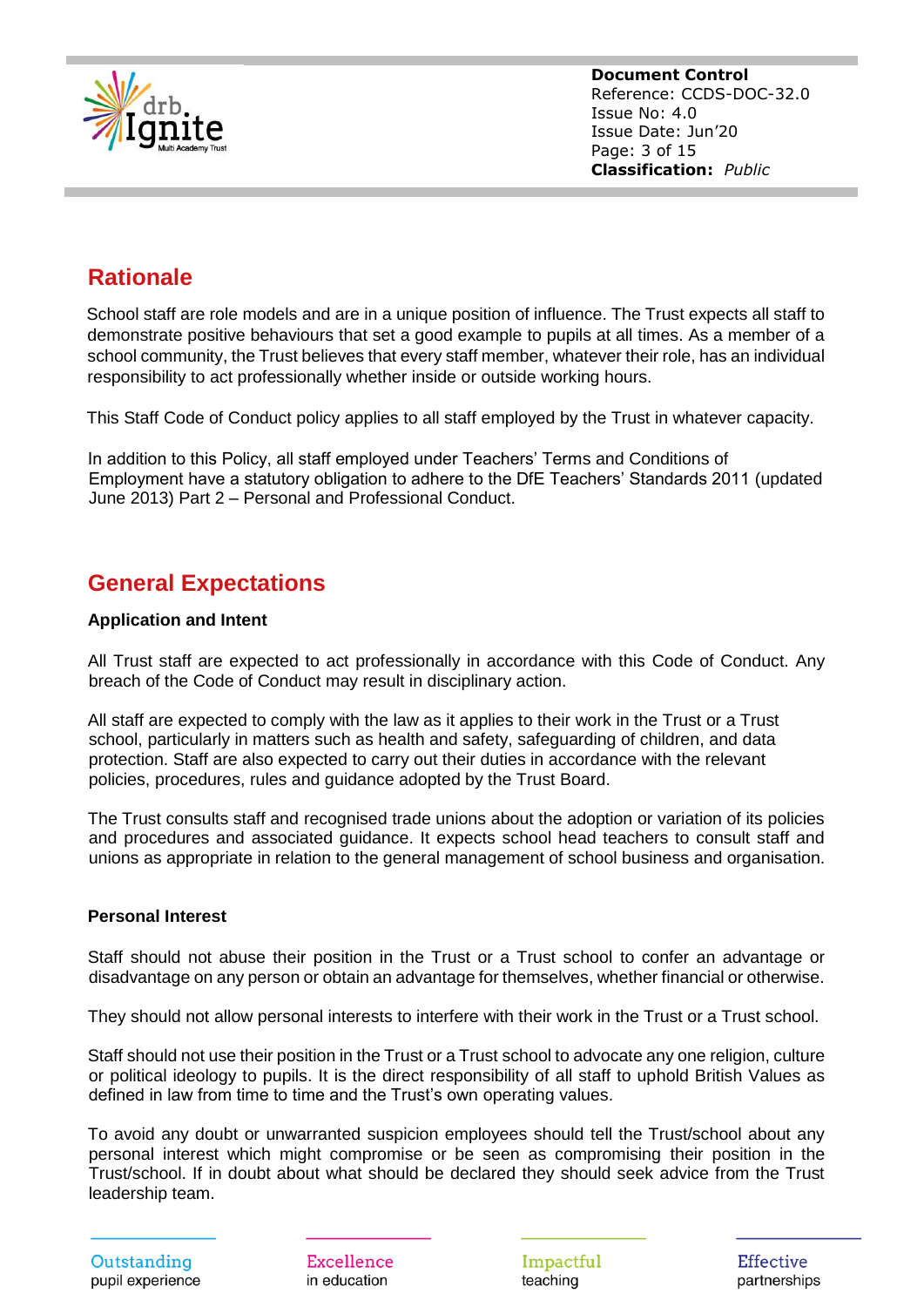## Rationale

School staff are role models and are in a unique position of influence. The Trust expects all staff to demonstrate positive behaviours that set a good example to pupils at all times. As a member of a school community, the Trust believes that every staff member, whatever their role, has an individual responsibility to act professionally whether inside or outside working hours.

This Staff Code of Conduct policy applies to all staff employed by the Trust in whatever capacity.

In addition to this Policy, all staff employed under Teachers' Terms and Conditions of Employment have a statutory obligation to adhere to the DfE Teachers' Standards 2011 (updated June 2013) Part 2 – Personal and Professional Conduct.

## General Expectations

**Application and Intent**

All Trust staff are expected to act professionally in accordance with this Code of Conduct. Any breach of the Code of Conduct may result in disciplinary action.

All staff are expected to comply with the law as it applies to their work in the Trust or a Trust school, particularly in matters such as health and safety, safeguarding of children, and data protection. Staff are also expected to carry out their duties in accordance with the relevant policies, procedures, rules and guidance adopted by the Trust Board.

The Trust consults staff and recognised trade unions about the adoption or variation of its policies and procedures and associated guidance. It expects school head teachers to consult staff and unions as appropriate in relation to the general management of school business and organisation.

**Personal Interest**

Staff should not abuse their position in the Trust or a Trust school to confer an advantage or disadvantage on any person or obtain an advantage for themselves, whether financial or otherwise.

They should not allow personal interests to interfere with their work in the Trust or a Trust school.

Staff should not use their position in the Trust or a Trust school to advocate any one religion, culture or political ideology to pupils. It is the direct responsibility of all staff to uphold British Values as defined in law from time to time and the Trust's own operating values.

To avoid any doubt or unwarranted suspicion employees should tell the Trust/school about any personal interest which might compromise or be seen as compromising their position in the Trust/school. If in doubt about what should be declared they should seek advice from the Trust leadership team.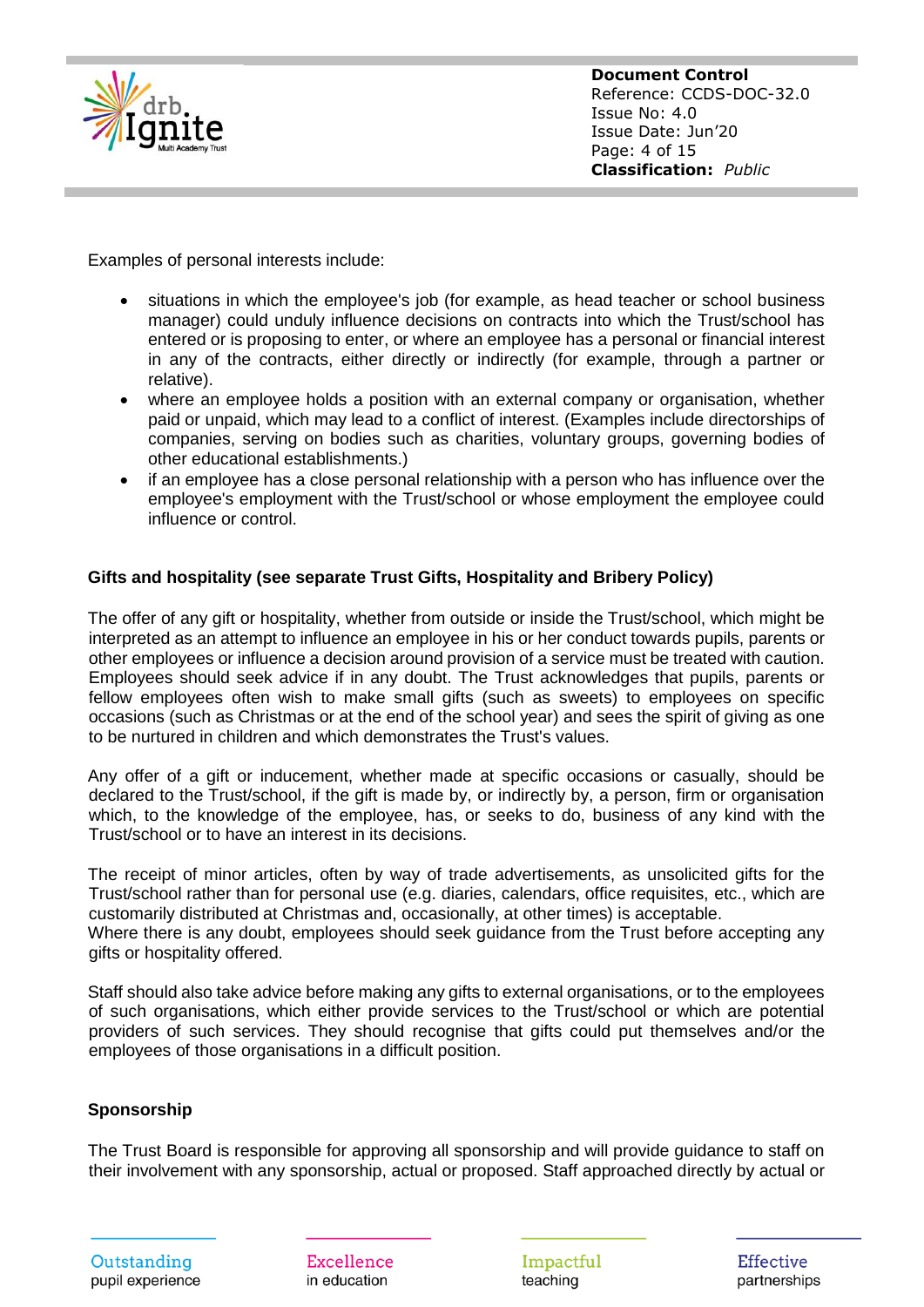Examples of personal interests include:

- situations in which the employee's job (for example, as head teacher or school business manager) could unduly influence decisions on contracts into which the Trust/school has entered or is proposing to enter, or where an employee has a personal or financial interest in any of the contracts, either directly or indirectly (for example, through a partner or relative).
- where an employee holds a position with an external company or organisation, whether paid or unpaid, which may lead to a conflict of interest. (Examples include directorships of companies, serving on bodies such as charities, voluntary groups, governing bodies of other educational establishments.)
- if an employee has a close personal relationship with a person who has influence over the employee's employment with the Trust/school or whose employment the employee could influence or control.

**Gifts and hospitality (see separate Trust Gifts, Hospitality and Bribery Policy)**

The offer of any gift or hospitality, whether from outside or inside the Trust/school, which might be interpreted as an attempt to influence an employee in his or her conduct towards pupils, parents or other employees or influence a decision around provision of a service must be treated with caution. Employees should seek advice if in any doubt. The Trust acknowledges that pupils, parents or fellow employees often wish to make small gifts (such as sweets) to employees on specific occasions (such as Christmas or at the end of the school year) and sees the spirit of giving as one to be nurtured in children and which demonstrates the Trust's values.

Any offer of a gift or inducement, whether made at specific occasions or casually, should be declared to the Trust/school, if the gift is made by, or indirectly by, a person, firm or organisation which, to the knowledge of the employee, has, or seeks to do, business of any kind with the Trust/school or to have an interest in its decisions.

The receipt of minor articles, often by way of trade advertisements, as unsolicited gifts for the Trust/school rather than for personal use (e.g. diaries, calendars, office requisites, etc., which are customarily distributed at Christmas and, occasionally, at other times) is acceptable.
Where there is any doubt, employees should seek guidance from the Trust before accepting any gifts or hospitality offered.

Staff should also take advice before making any gifts to external organisations, or to the employees of such organisations, which either provide services to the Trust/school or which are potential providers of such services. They should recognise that gifts could put themselves and/or the employees of those organisations in a difficult position.

**Sponsorship**

The Trust Board is responsible for approving all sponsorship and will provide guidance to staff on their involvement with any sponsorship, actual or proposed. Staff approached directly by actual or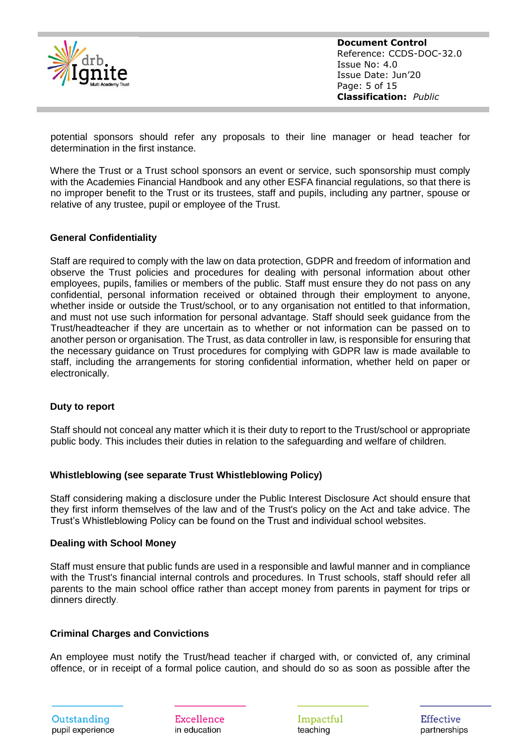potential sponsors should refer any proposals to their line manager or head teacher for determination in the first instance.

Where the Trust or a Trust school sponsors an event or service, such sponsorship must comply with the Academies Financial Handbook and any other ESFA financial regulations, so that there is no improper benefit to the Trust or its trustees, staff and pupils, including any partner, spouse or relative of any trustee, pupil or employee of the Trust.

**General Confidentiality**

Staff are required to comply with the law on data protection, GDPR and freedom of information and observe the Trust policies and procedures for dealing with personal information about other employees, pupils, families or members of the public. Staff must ensure they do not pass on any confidential, personal information received or obtained through their employment to anyone, whether inside or outside the Trust/school, or to any organisation not entitled to that information, and must not use such information for personal advantage. Staff should seek guidance from the Trust/headteacher if they are uncertain as to whether or not information can be passed on to another person or organisation. The Trust, as data controller in law, is responsible for ensuring that the necessary guidance on Trust procedures for complying with GDPR law is made available to staff, including the arrangements for storing confidential information, whether held on paper or electronically.

**Duty to report**

Staff should not conceal any matter which it is their duty to report to the Trust/school or appropriate public body. This includes their duties in relation to the safeguarding and welfare of children.

**Whistleblowing (see separate Trust Whistleblowing Policy)**

Staff considering making a disclosure under the Public Interest Disclosure Act should ensure that they first inform themselves of the law and of the Trust's policy on the Act and take advice. The Trust's Whistleblowing Policy can be found on the Trust and individual school websites.

**Dealing with School Money**

Staff must ensure that public funds are used in a responsible and lawful manner and in compliance with the Trust's financial internal controls and procedures. In Trust schools, staff should refer all parents to the main school office rather than accept money from parents in payment for trips or dinners directly.

**Criminal Charges and Convictions**

An employee must notify the Trust/head teacher if charged with, or convicted of, any criminal offence, or in receipt of a formal police caution, and should do so as soon as possible after the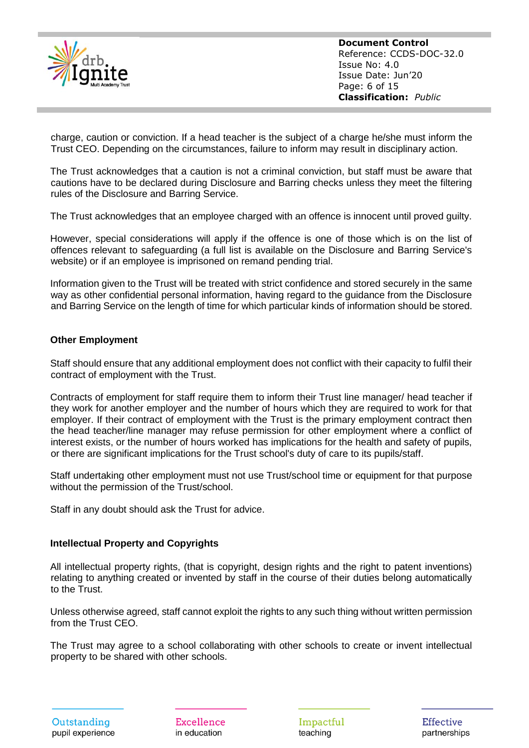charge, caution or conviction. If a head teacher is the subject of a charge he/she must inform the Trust CEO. Depending on the circumstances, failure to inform may result in disciplinary action.

The Trust acknowledges that a caution is not a criminal conviction, but staff must be aware that cautions have to be declared during Disclosure and Barring checks unless they meet the filtering rules of the Disclosure and Barring Service.

The Trust acknowledges that an employee charged with an offence is innocent until proved guilty.

However, special considerations will apply if the offence is one of those which is on the list of offences relevant to safeguarding (a full list is available on the Disclosure and Barring Service's website) or if an employee is imprisoned on remand pending trial.

Information given to the Trust will be treated with strict confidence and stored securely in the same way as other confidential personal information, having regard to the guidance from the Disclosure and Barring Service on the length of time for which particular kinds of information should be stored.

**Other Employment**

Staff should ensure that any additional employment does not conflict with their capacity to fulfil their contract of employment with the Trust.

Contracts of employment for staff require them to inform their Trust line manager/ head teacher if they work for another employer and the number of hours which they are required to work for that employer. If their contract of employment with the Trust is the primary employment contract then the head teacher/line manager may refuse permission for other employment where a conflict of interest exists, or the number of hours worked has implications for the health and safety of pupils, or there are significant implications for the Trust school's duty of care to its pupils/staff.

Staff undertaking other employment must not use Trust/school time or equipment for that purpose without the permission of the Trust/school.

Staff in any doubt should ask the Trust for advice.

**Intellectual Property and Copyrights**

All intellectual property rights, (that is copyright, design rights and the right to patent inventions) relating to anything created or invented by staff in the course of their duties belong automatically to the Trust.

Unless otherwise agreed, staff cannot exploit the rights to any such thing without written permission from the Trust CEO.

The Trust may agree to a school collaborating with other schools to create or invent intellectual property to be shared with other schools.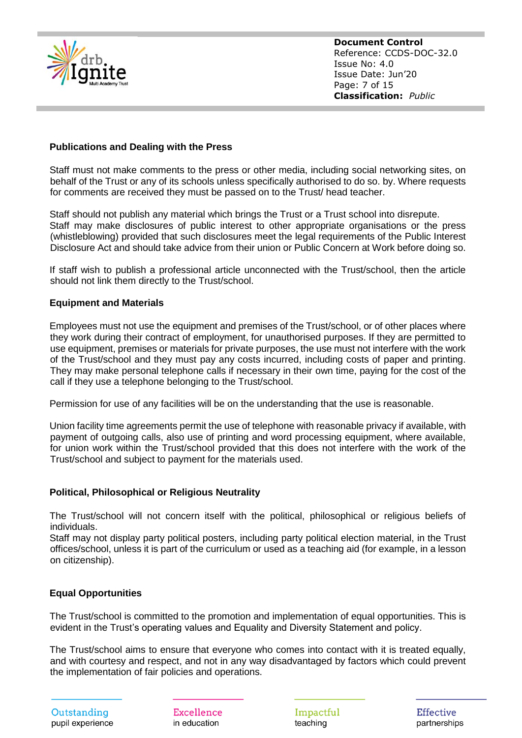**Publications and Dealing with the Press**

Staff must not make comments to the press or other media, including social networking sites, on behalf of the Trust or any of its schools unless specifically authorised to do so. by. Where requests for comments are received they must be passed on to the Trust/ head teacher.

Staff should not publish any material which brings the Trust or a Trust school into disrepute. Staff may make disclosures of public interest to other appropriate organisations or the press (whistleblowing) provided that such disclosures meet the legal requirements of the Public Interest Disclosure Act and should take advice from their union or Public Concern at Work before doing so.

If staff wish to publish a professional article unconnected with the Trust/school, then the article should not link them directly to the Trust/school.

**Equipment and Materials**

Employees must not use the equipment and premises of the Trust/school, or of other places where they work during their contract of employment, for unauthorised purposes. If they are permitted to use equipment, premises or materials for private purposes, the use must not interfere with the work of the Trust/school and they must pay any costs incurred, including costs of paper and printing. They may make personal telephone calls if necessary in their own time, paying for the cost of the call if they use a telephone belonging to the Trust/school.

Permission for use of any facilities will be on the understanding that the use is reasonable.

Union facility time agreements permit the use of telephone with reasonable privacy if available, with payment of outgoing calls, also use of printing and word processing equipment, where available, for union work within the Trust/school provided that this does not interfere with the work of the Trust/school and subject to payment for the materials used.

**Political, Philosophical or Religious Neutrality**

The Trust/school will not concern itself with the political, philosophical or religious beliefs of individuals.
Staff may not display party political posters, including party political election material, in the Trust offices/school, unless it is part of the curriculum or used as a teaching aid (for example, in a lesson on citizenship).

**Equal Opportunities**

The Trust/school is committed to the promotion and implementation of equal opportunities. This is evident in the Trust's operating values and Equality and Diversity Statement and policy.

The Trust/school aims to ensure that everyone who comes into contact with it is treated equally, and with courtesy and respect, and not in any way disadvantaged by factors which could prevent the implementation of fair policies and operations.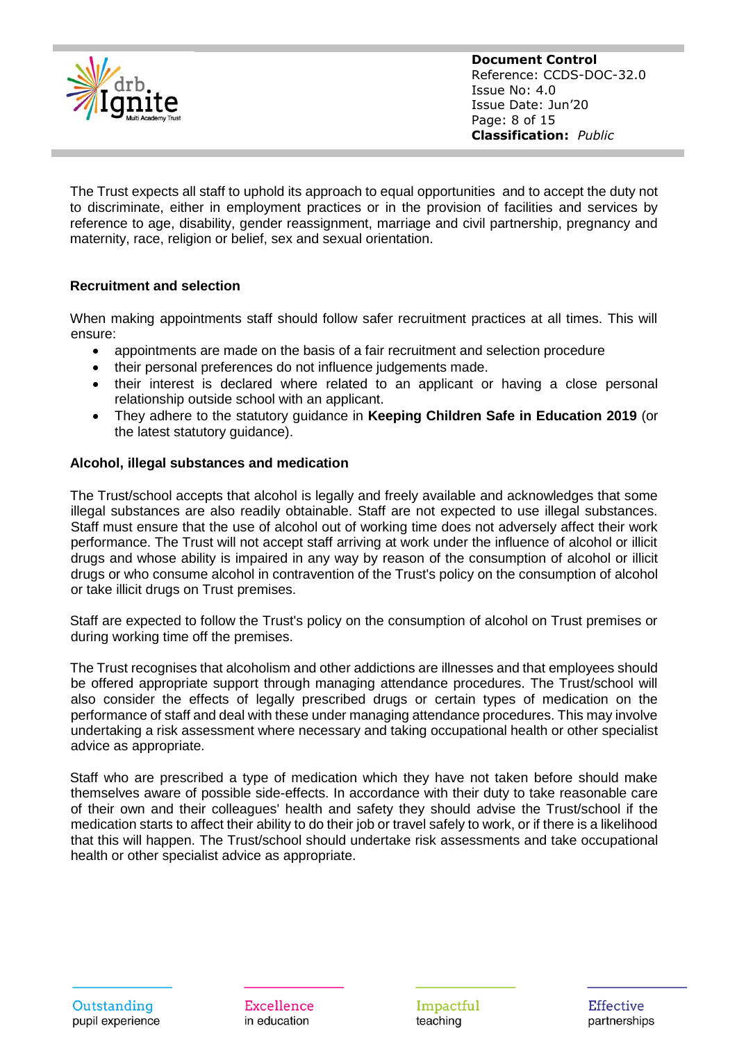The Trust expects all staff to uphold its approach to equal opportunities and to accept the duty not to discriminate, either in employment practices or in the provision of facilities and services by reference to age, disability, gender reassignment, marriage and civil partnership, pregnancy and maternity, race, religion or belief, sex and sexual orientation.

**Recruitment and selection**

When making appointments staff should follow safer recruitment practices at all times. This will ensure:

- appointments are made on the basis of a fair recruitment and selection procedure
- their personal preferences do not influence judgements made.
- their interest is declared where related to an applicant or having a close personal relationship outside school with an applicant.
- They adhere to the statutory guidance in **Keeping Children Safe in Education 2019** (or the latest statutory guidance).

**Alcohol, illegal substances and medication**

The Trust/school accepts that alcohol is legally and freely available and acknowledges that some illegal substances are also readily obtainable. Staff are not expected to use illegal substances. Staff must ensure that the use of alcohol out of working time does not adversely affect their work performance. The Trust will not accept staff arriving at work under the influence of alcohol or illicit drugs and whose ability is impaired in any way by reason of the consumption of alcohol or illicit drugs or who consume alcohol in contravention of the Trust's policy on the consumption of alcohol or take illicit drugs on Trust premises.

Staff are expected to follow the Trust's policy on the consumption of alcohol on Trust premises or during working time off the premises.

The Trust recognises that alcoholism and other addictions are illnesses and that employees should be offered appropriate support through managing attendance procedures. The Trust/school will also consider the effects of legally prescribed drugs or certain types of medication on the performance of staff and deal with these under managing attendance procedures. This may involve undertaking a risk assessment where necessary and taking occupational health or other specialist advice as appropriate.

Staff who are prescribed a type of medication which they have not taken before should make themselves aware of possible side-effects. In accordance with their duty to take reasonable care of their own and their colleagues' health and safety they should advise the Trust/school if the medication starts to affect their ability to do their job or travel safely to work, or if there is a likelihood that this will happen. The Trust/school should undertake risk assessments and take occupational health or other specialist advice as appropriate.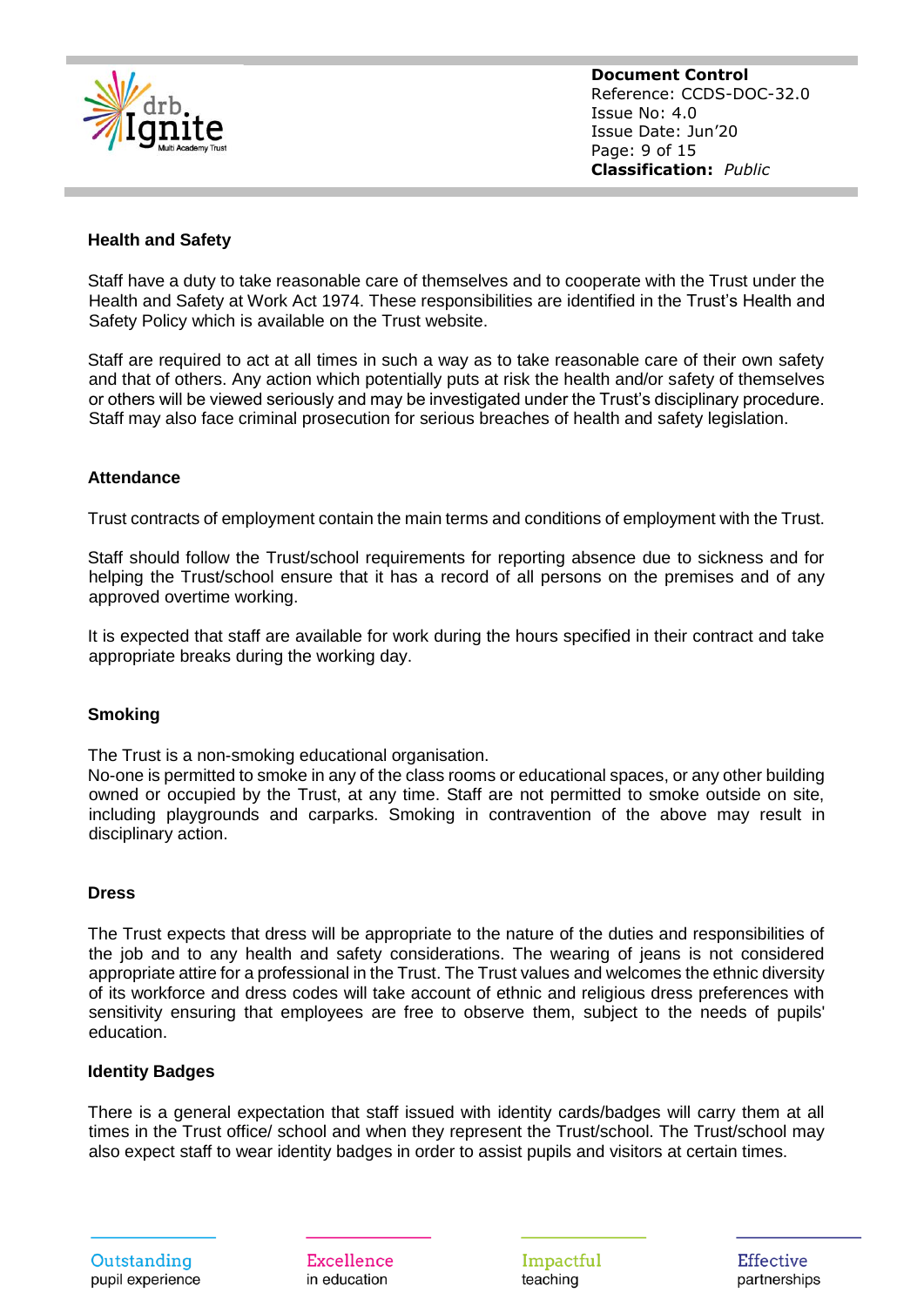## Health and Safety

Staff have a duty to take reasonable care of themselves and to cooperate with the Trust under the Health and Safety at Work Act 1974. These responsibilities are identified in the Trust's Health and Safety Policy which is available on the Trust website.

Staff are required to act at all times in such a way as to take reasonable care of their own safety and that of others. Any action which potentially puts at risk the health and/or safety of themselves or others will be viewed seriously and may be investigated under the Trust's disciplinary procedure. Staff may also face criminal prosecution for serious breaches of health and safety legislation.

## Attendance

Trust contracts of employment contain the main terms and conditions of employment with the Trust.

Staff should follow the Trust/school requirements for reporting absence due to sickness and for helping the Trust/school ensure that it has a record of all persons on the premises and of any approved overtime working.

It is expected that staff are available for work during the hours specified in their contract and take appropriate breaks during the working day.

## Smoking

The Trust is a non-smoking educational organisation.
No-one is permitted to smoke in any of the class rooms or educational spaces, or any other building owned or occupied by the Trust, at any time. Staff are not permitted to smoke outside on site, including playgrounds and carparks. Smoking in contravention of the above may result in disciplinary action.

## Dress

The Trust expects that dress will be appropriate to the nature of the duties and responsibilities of the job and to any health and safety considerations. The wearing of jeans is not considered appropriate attire for a professional in the Trust. The Trust values and welcomes the ethnic diversity of its workforce and dress codes will take account of ethnic and religious dress preferences with sensitivity ensuring that employees are free to observe them, subject to the needs of pupils' education.

## Identity Badges

There is a general expectation that staff issued with identity cards/badges will carry them at all times in the Trust office/ school and when they represent the Trust/school. The Trust/school may also expect staff to wear identity badges in order to assist pupils and visitors at certain times.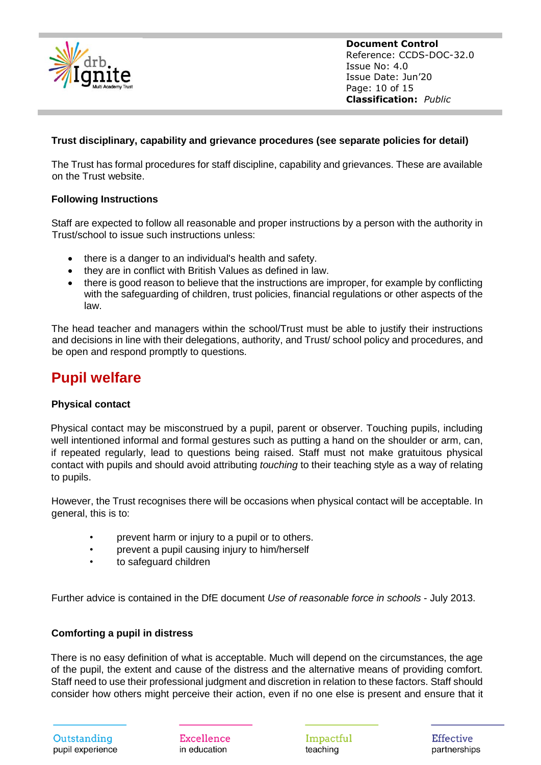**Trust disciplinary, capability and grievance procedures (see separate policies for detail)**

The Trust has formal procedures for staff discipline, capability and grievances. These are available on the Trust website.

**Following Instructions**

Staff are expected to follow all reasonable and proper instructions by a person with the authority in Trust/school to issue such instructions unless:

- there is a danger to an individual's health and safety.
- they are in conflict with British Values as defined in law.
- there is good reason to believe that the instructions are improper, for example by conflicting with the safeguarding of children, trust policies, financial regulations or other aspects of the law.

The head teacher and managers within the school/Trust must be able to justify their instructions and decisions in line with their delegations, authority, and Trust/ school policy and procedures, and be open and respond promptly to questions.

# Pupil welfare

**Physical contact**

Physical contact may be misconstrued by a pupil, parent or observer. Touching pupils, including well intentioned informal and formal gestures such as putting a hand on the shoulder or arm, can, if repeated regularly, lead to questions being raised. Staff must not make gratuitous physical contact with pupils and should avoid attributing *touching* to their teaching style as a way of relating to pupils.

However, the Trust recognises there will be occasions when physical contact will be acceptable. In general, this is to:

- prevent harm or injury to a pupil or to others.
- prevent a pupil causing injury to him/herself
- to safeguard children

Further advice is contained in the DfE document *Use of reasonable force in schools* - July 2013.

**Comforting a pupil in distress**

There is no easy definition of what is acceptable. Much will depend on the circumstances, the age of the pupil, the extent and cause of the distress and the alternative means of providing comfort. Staff need to use their professional judgment and discretion in relation to these factors. Staff should consider how others might perceive their action, even if no one else is present and ensure that it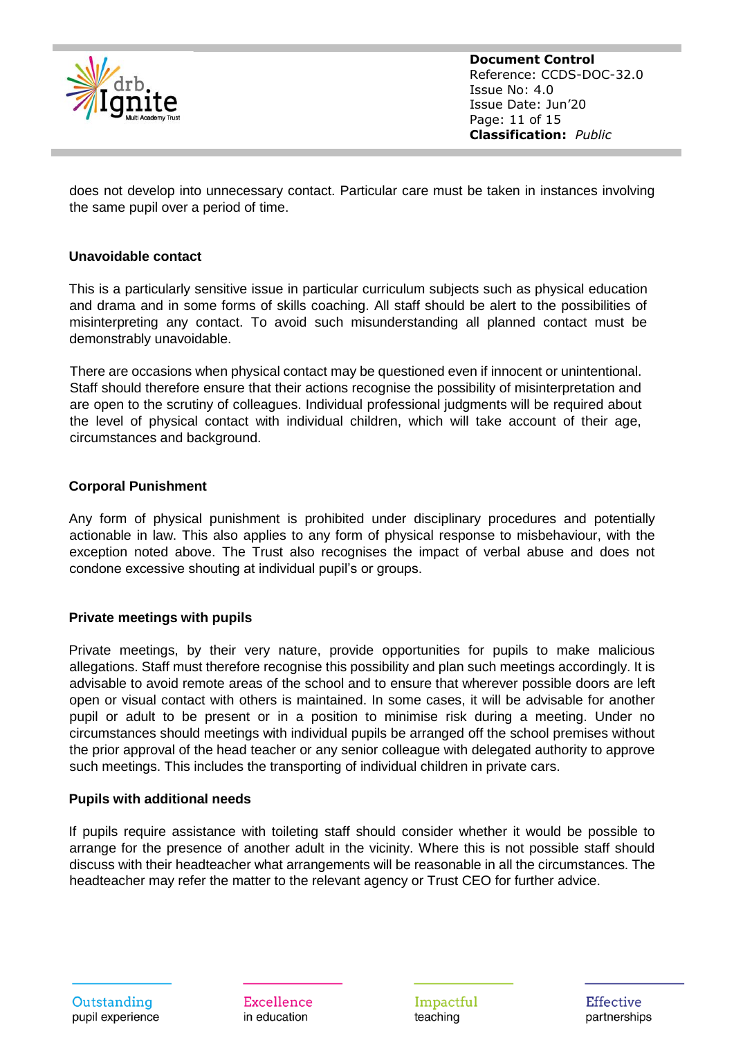does not develop into unnecessary contact. Particular care must be taken in instances involving the same pupil over a period of time.

**Unavoidable contact**

This is a particularly sensitive issue in particular curriculum subjects such as physical education and drama and in some forms of skills coaching. All staff should be alert to the possibilities of misinterpreting any contact. To avoid such misunderstanding all planned contact must be demonstrably unavoidable.

There are occasions when physical contact may be questioned even if innocent or unintentional. Staff should therefore ensure that their actions recognise the possibility of misinterpretation and are open to the scrutiny of colleagues. Individual professional judgments will be required about the level of physical contact with individual children, which will take account of their age, circumstances and background.

**Corporal Punishment**

Any form of physical punishment is prohibited under disciplinary procedures and potentially actionable in law. This also applies to any form of physical response to misbehaviour, with the exception noted above. The Trust also recognises the impact of verbal abuse and does not condone excessive shouting at individual pupil's or groups.

**Private meetings with pupils**

Private meetings, by their very nature, provide opportunities for pupils to make malicious allegations. Staff must therefore recognise this possibility and plan such meetings accordingly. It is advisable to avoid remote areas of the school and to ensure that wherever possible doors are left open or visual contact with others is maintained. In some cases, it will be advisable for another pupil or adult to be present or in a position to minimise risk during a meeting. Under no circumstances should meetings with individual pupils be arranged off the school premises without the prior approval of the head teacher or any senior colleague with delegated authority to approve such meetings. This includes the transporting of individual children in private cars.

**Pupils with additional needs**

If pupils require assistance with toileting staff should consider whether it would be possible to arrange for the presence of another adult in the vicinity. Where this is not possible staff should discuss with their headteacher what arrangements will be reasonable in all the circumstances. The headteacher may refer the matter to the relevant agency or Trust CEO for further advice.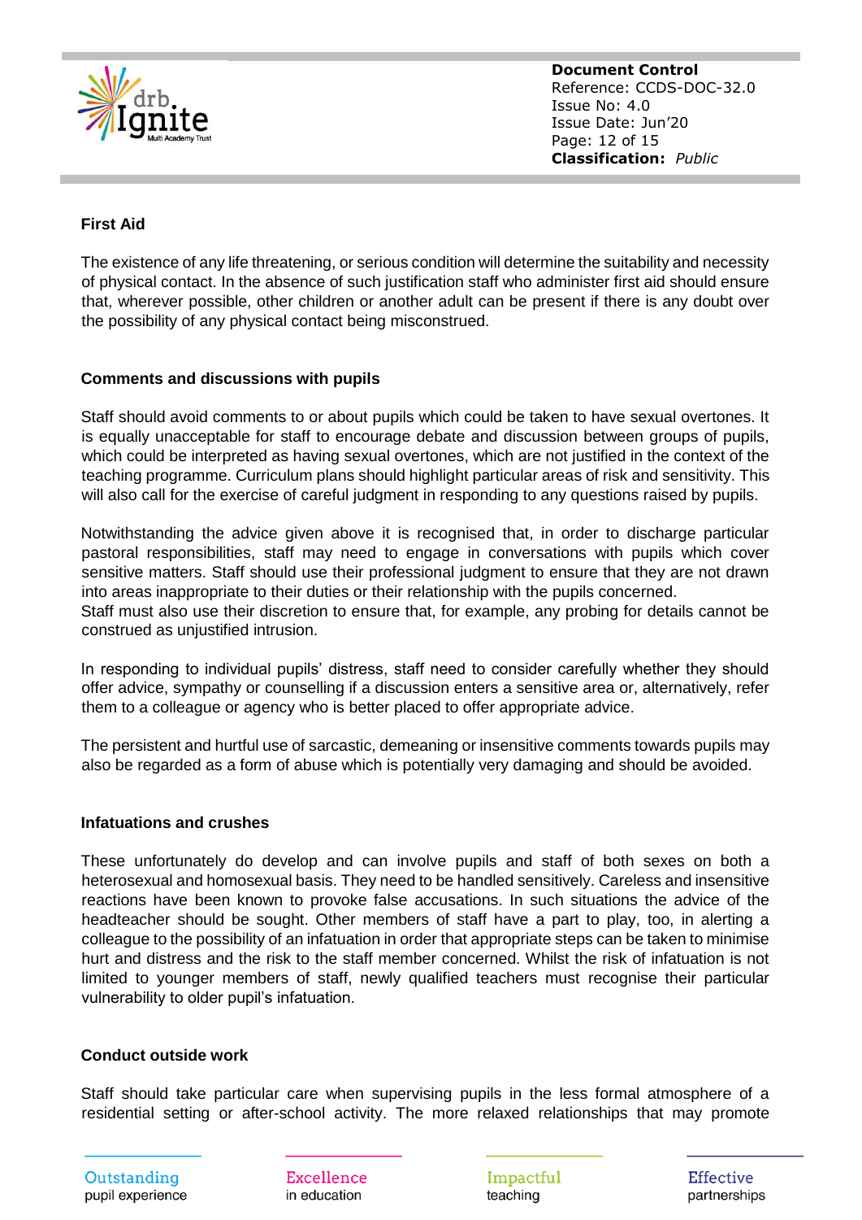### First Aid

The existence of any life threatening, or serious condition will determine the suitability and necessity of physical contact. In the absence of such justification staff who administer first aid should ensure that, wherever possible, other children or another adult can be present if there is any doubt over the possibility of any physical contact being misconstrued.

### Comments and discussions with pupils

Staff should avoid comments to or about pupils which could be taken to have sexual overtones. It is equally unacceptable for staff to encourage debate and discussion between groups of pupils, which could be interpreted as having sexual overtones, which are not justified in the context of the teaching programme. Curriculum plans should highlight particular areas of risk and sensitivity. This will also call for the exercise of careful judgment in responding to any questions raised by pupils.

Notwithstanding the advice given above it is recognised that, in order to discharge particular pastoral responsibilities, staff may need to engage in conversations with pupils which cover sensitive matters. Staff should use their professional judgment to ensure that they are not drawn into areas inappropriate to their duties or their relationship with the pupils concerned.
Staff must also use their discretion to ensure that, for example, any probing for details cannot be construed as unjustified intrusion.

In responding to individual pupils' distress, staff need to consider carefully whether they should offer advice, sympathy or counselling if a discussion enters a sensitive area or, alternatively, refer them to a colleague or agency who is better placed to offer appropriate advice.

The persistent and hurtful use of sarcastic, demeaning or insensitive comments towards pupils may also be regarded as a form of abuse which is potentially very damaging and should be avoided.

### Infatuations and crushes

These unfortunately do develop and can involve pupils and staff of both sexes on both a heterosexual and homosexual basis. They need to be handled sensitively. Careless and insensitive reactions have been known to provoke false accusations. In such situations the advice of the headteacher should be sought. Other members of staff have a part to play, too, in alerting a colleague to the possibility of an infatuation in order that appropriate steps can be taken to minimise hurt and distress and the risk to the staff member concerned. Whilst the risk of infatuation is not limited to younger members of staff, newly qualified teachers must recognise their particular vulnerability to older pupil's infatuation.

### Conduct outside work

Staff should take particular care when supervising pupils in the less formal atmosphere of a residential setting or after-school activity. The more relaxed relationships that may promote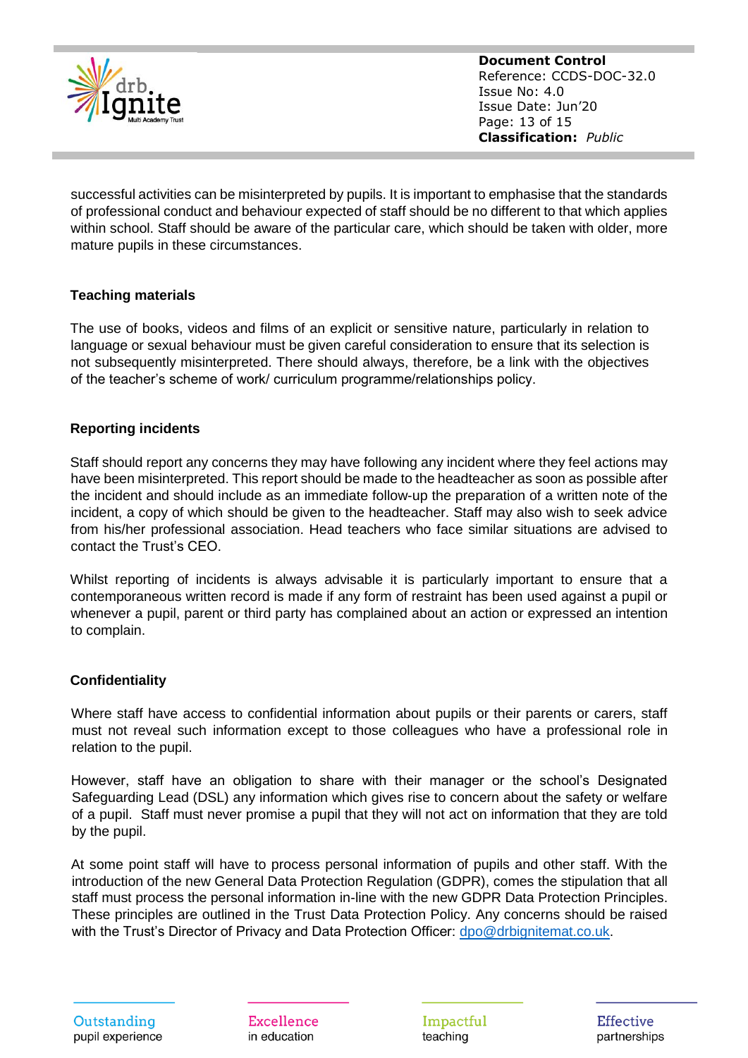successful activities can be misinterpreted by pupils. It is important to emphasise that the standards of professional conduct and behaviour expected of staff should be no different to that which applies within school. Staff should be aware of the particular care, which should be taken with older, more mature pupils in these circumstances.

**Teaching materials**

The use of books, videos and films of an explicit or sensitive nature, particularly in relation to language or sexual behaviour must be given careful consideration to ensure that its selection is not subsequently misinterpreted. There should always, therefore, be a link with the objectives of the teacher's scheme of work/ curriculum programme/relationships policy.

**Reporting incidents**

Staff should report any concerns they may have following any incident where they feel actions may have been misinterpreted. This report should be made to the headteacher as soon as possible after the incident and should include as an immediate follow-up the preparation of a written note of the incident, a copy of which should be given to the headteacher. Staff may also wish to seek advice from his/her professional association. Head teachers who face similar situations are advised to contact the Trust's CEO.

Whilst reporting of incidents is always advisable it is particularly important to ensure that a contemporaneous written record is made if any form of restraint has been used against a pupil or whenever a pupil, parent or third party has complained about an action or expressed an intention to complain.

**Confidentiality**

Where staff have access to confidential information about pupils or their parents or carers, staff must not reveal such information except to those colleagues who have a professional role in relation to the pupil.

However, staff have an obligation to share with their manager or the school's Designated Safeguarding Lead (DSL) any information which gives rise to concern about the safety or welfare of a pupil. Staff must never promise a pupil that they will not act on information that they are told by the pupil.

At some point staff will have to process personal information of pupils and other staff. With the introduction of the new General Data Protection Regulation (GDPR), comes the stipulation that all staff must process the personal information in-line with the new GDPR Data Protection Principles. These principles are outlined in the Trust Data Protection Policy. Any concerns should be raised with the Trust's Director of Privacy and Data Protection Officer: dpo@drbignitemat.co.uk.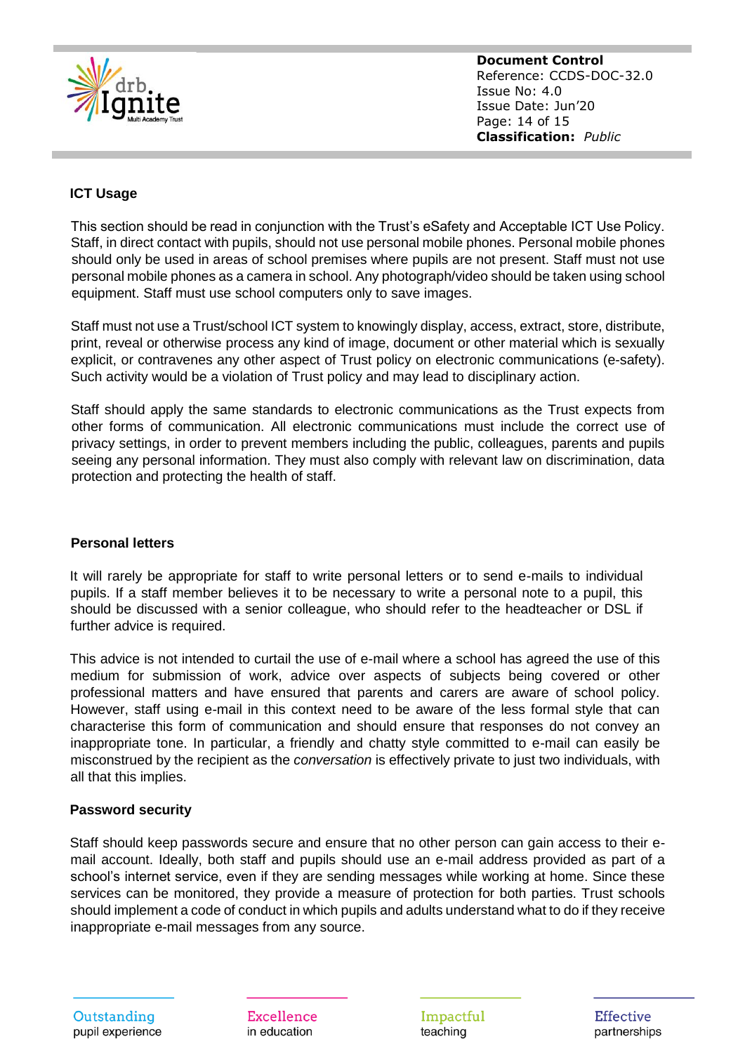### ICT Usage

This section should be read in conjunction with the Trust's eSafety and Acceptable ICT Use Policy. Staff, in direct contact with pupils, should not use personal mobile phones. Personal mobile phones should only be used in areas of school premises where pupils are not present. Staff must not use personal mobile phones as a camera in school. Any photograph/video should be taken using school equipment. Staff must use school computers only to save images.

Staff must not use a Trust/school ICT system to knowingly display, access, extract, store, distribute, print, reveal or otherwise process any kind of image, document or other material which is sexually explicit, or contravenes any other aspect of Trust policy on electronic communications (e-safety). Such activity would be a violation of Trust policy and may lead to disciplinary action.

Staff should apply the same standards to electronic communications as the Trust expects from other forms of communication. All electronic communications must include the correct use of privacy settings, in order to prevent members including the public, colleagues, parents and pupils seeing any personal information. They must also comply with relevant law on discrimination, data protection and protecting the health of staff.

### Personal letters

It will rarely be appropriate for staff to write personal letters or to send e-mails to individual pupils. If a staff member believes it to be necessary to write a personal note to a pupil, this should be discussed with a senior colleague, who should refer to the headteacher or DSL if further advice is required.

This advice is not intended to curtail the use of e-mail where a school has agreed the use of this medium for submission of work, advice over aspects of subjects being covered or other professional matters and have ensured that parents and carers are aware of school policy. However, staff using e-mail in this context need to be aware of the less formal style that can characterise this form of communication and should ensure that responses do not convey an inappropriate tone. In particular, a friendly and chatty style committed to e-mail can easily be misconstrued by the recipient as the *conversation* is effectively private to just two individuals, with all that this implies.

### Password security

Staff should keep passwords secure and ensure that no other person can gain access to their e-mail account. Ideally, both staff and pupils should use an e-mail address provided as part of a school's internet service, even if they are sending messages while working at home. Since these services can be monitored, they provide a measure of protection for both parties. Trust schools should implement a code of conduct in which pupils and adults understand what to do if they receive inappropriate e-mail messages from any source.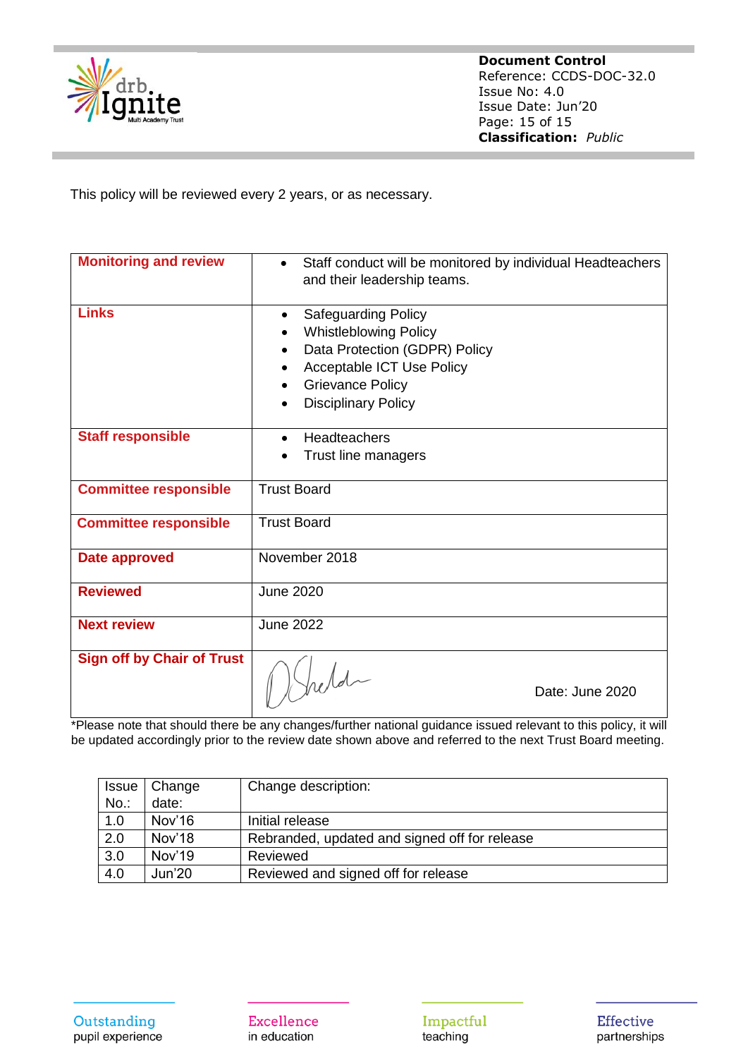This policy will be reviewed every 2 years, or as necessary.

| | |
|---|---|
| **Monitoring and review** | • Staff conduct will be monitored by individual Headteachers and their leadership teams. |
| **Links** | • Safeguarding Policy<br>• Whistleblowing Policy<br>• Data Protection (GDPR) Policy<br>• Acceptable ICT Use Policy<br>• Grievance Policy<br>• Disciplinary Policy |
| **Staff responsible** | • Headteachers<br>• Trust line managers |
| **Committee responsible** | Trust Board |
| **Committee responsible** | Trust Board |
| **Date approved** | November 2018 |
| **Reviewed** | June 2020 |
| **Next review** | June 2022 |
| **Sign off by Chair of Trust** | D Sheldon Date: June 2020 |

*Please note that should there be any changes/further national guidance issued relevant to this policy, it will be updated accordingly prior to the review date shown above and referred to the next Trust Board meeting.

| Issue No.: | Change date: | Change description: |
|---|---|---|
| 1.0 | Nov'16 | Initial release |
| 2.0 | Nov'18 | Rebranded, updated and signed off for release |
| 3.0 | Nov'19 | Reviewed |
| 4.0 | Jun'20 | Reviewed and signed off for release |